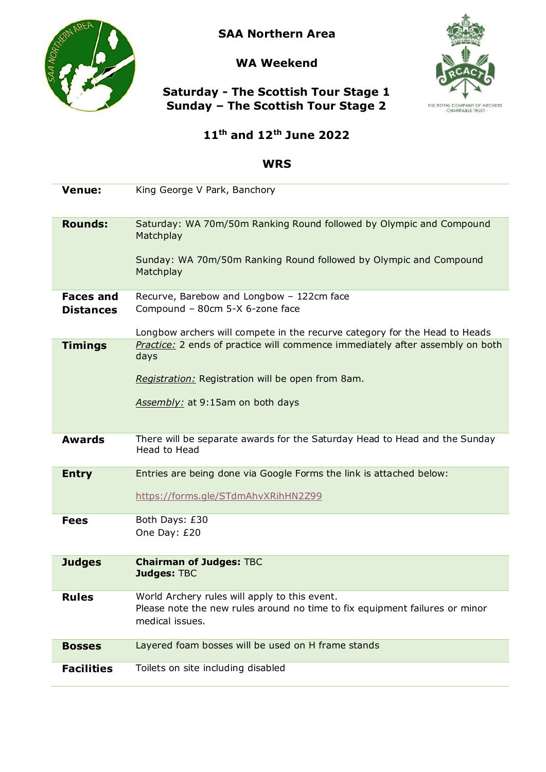# SAA Northern Area

## WA Weekend

## Saturday - The Scottish Tour Stage 1
## Sunday – The Scottish Tour Stage 2

## 11th and 12th June 2022

## WRS

| | |
|---|---|
| **Venue:** | King George V Park, Banchory |
| **Rounds:** | Saturday: WA 70m/50m Ranking Round followed by Olympic and Compound Matchplay<br><br>Sunday: WA 70m/50m Ranking Round followed by Olympic and Compound Matchplay |
| **Faces and Distances** | Recurve, Barebow and Longbow – 122cm face<br>Compound – 80cm 5-X 6-zone face<br><br>Longbow archers will compete in the recurve category for the Head to Heads |
| **Timings** | *Practice:* 2 ends of practice will commence immediately after assembly on both days<br><br>*Registration:* Registration will be open from 8am.<br><br>*Assembly:* at 9:15am on both days |
| **Awards** | There will be separate awards for the Saturday Head to Head and the Sunday Head to Head |
| **Entry** | Entries are being done via Google Forms the link is attached below:<br><br>https://forms.gle/STdmAhvXRihHN2Z99 |
| **Fees** | Both Days: £30<br>One Day: £20 |
| **Judges** | **Chairman of Judges:** TBC<br>**Judges:** TBC |
| **Rules** | World Archery rules will apply to this event.<br>Please note the new rules around no time to fix equipment failures or minor medical issues. |
| **Bosses** | Layered foam bosses will be used on H frame stands |
| **Facilities** | Toilets on site including disabled |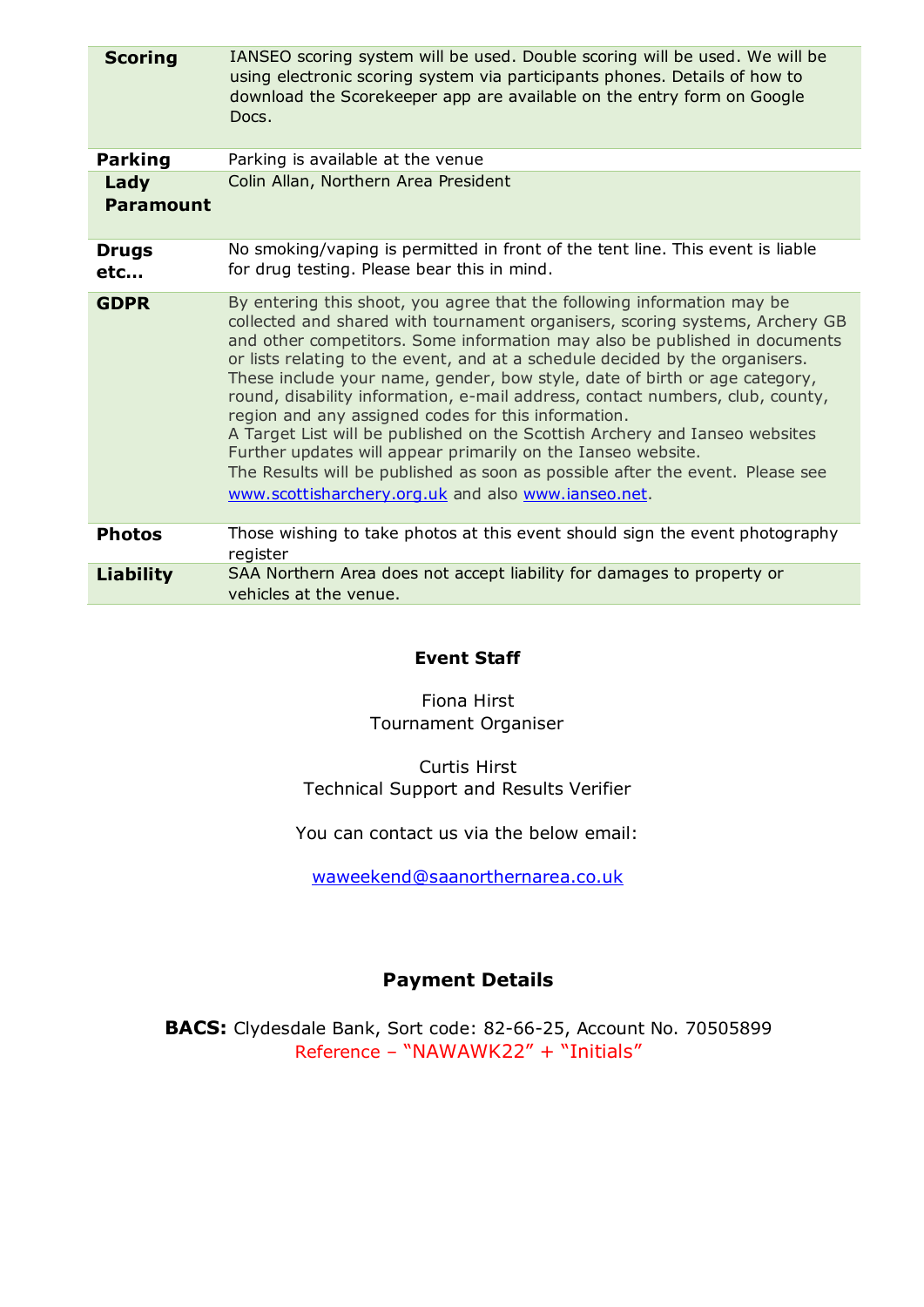| | |
|---|---|
| **Scoring** | IANSEO scoring system will be used. Double scoring will be used. We will be using electronic scoring system via participants phones. Details of how to download the Scorekeeper app are available on the entry form on Google Docs. |
| **Parking** | Parking is available at the venue |
| **Lady Paramount** | Colin Allan, Northern Area President |
| **Drugs etc...** | No smoking/vaping is permitted in front of the tent line. This event is liable for drug testing. Please bear this in mind. |
| **GDPR** | By entering this shoot, you agree that the following information may be collected and shared with tournament organisers, scoring systems, Archery GB and other competitors. Some information may also be published in documents or lists relating to the event, and at a schedule decided by the organisers. These include your name, gender, bow style, date of birth or age category, round, disability information, e-mail address, contact numbers, club, county, region and any assigned codes for this information.<br>A Target List will be published on the Scottish Archery and Ianseo websites Further updates will appear primarily on the Ianseo website.<br>The Results will be published as soon as possible after the event. Please see www.scottisharchery.org.uk and also www.ianseo.net. |
| **Photos** | Those wishing to take photos at this event should sign the event photography register |
| **Liability** | SAA Northern Area does not accept liability for damages to property or vehicles at the venue. |

### Event Staff

Fiona Hirst
Tournament Organiser

Curtis Hirst
Technical Support and Results Verifier

You can contact us via the below email:

waweekend@saanorthernarea.co.uk

### Payment Details

**BACS:** Clydesdale Bank, Sort code: 82-66-25, Account No. 70505899
Reference – "NAWAWK22" + "Initials"